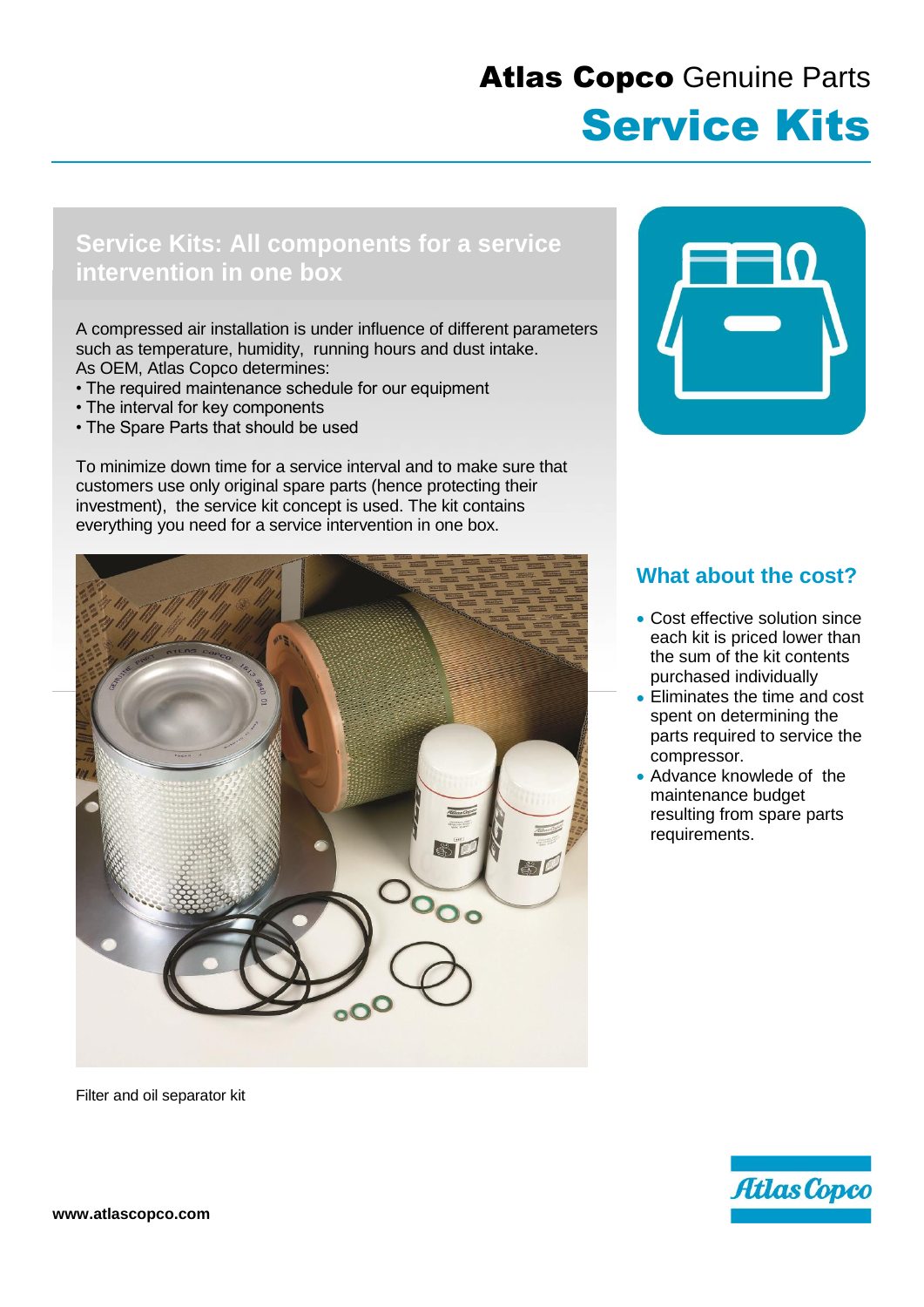# Atlas Copco Genuine Parts

# Service Kits

## Service Kits: All components for a service intervention in one box

A compressed air installation is under influence of different parameters such as temperature, humidity, running hours and dust intake.
As OEM, Atlas Copco determines:

- The required maintenance schedule for our equipment
- The interval for key components
- The Spare Parts that should be used

To minimize down time for a service interval and to make sure that customers use only original spare parts (hence protecting their investment), the service kit concept is used. The kit contains everything you need for a service intervention in one box.

Filter and oil separator kit

## What about the cost?

- Cost effective solution since each kit is priced lower than the sum of the kit contents purchased individually
- Eliminates the time and cost spent on determining the parts required to service the compressor.
- Advance knowledge of the maintenance budget resulting from spare parts requirements.

www.atlascopco.com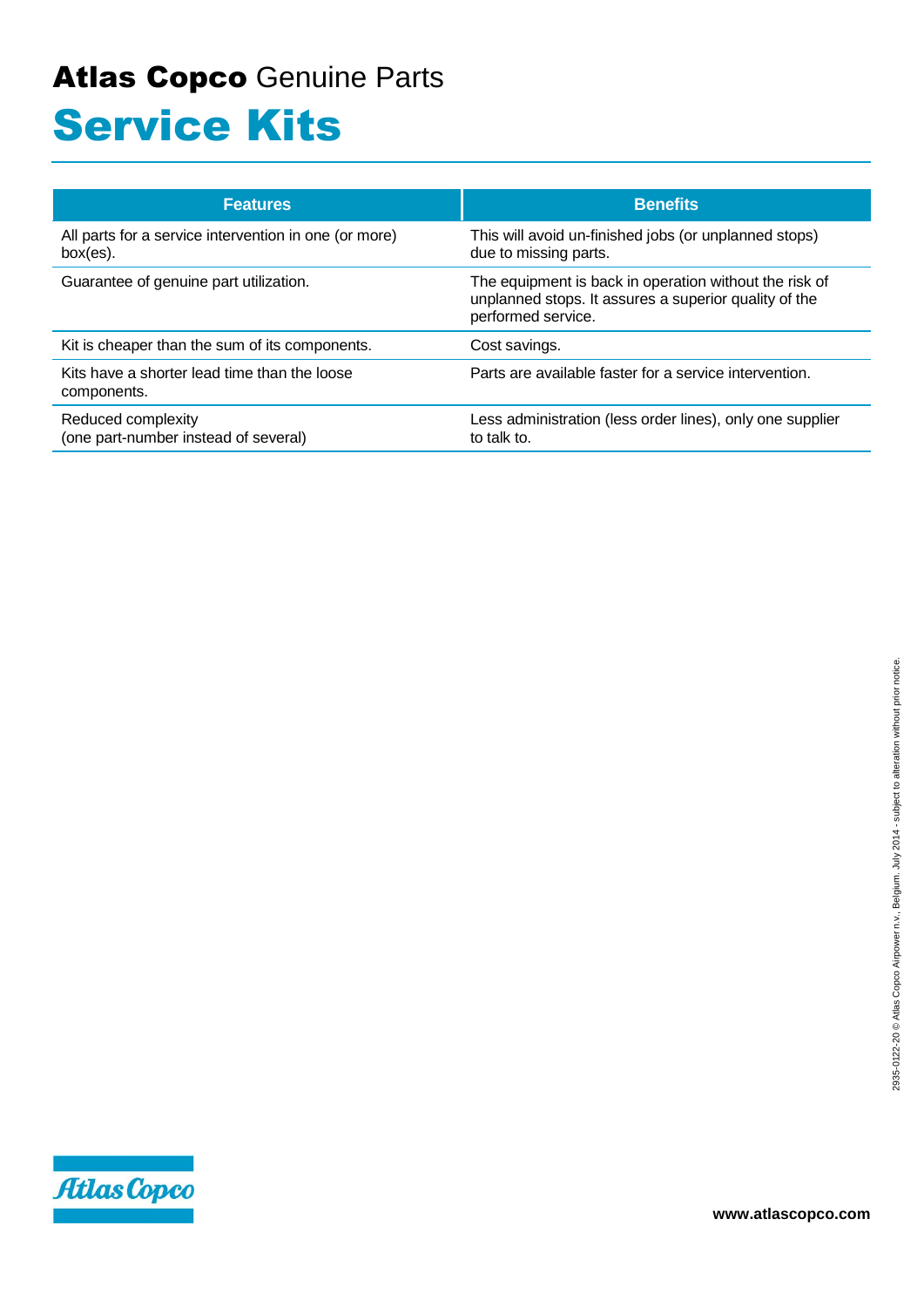**Atlas Copco** Genuine Parts

# Service Kits

| Features | Benefits |
|---|---|
| All parts for a service intervention in one (or more) box(es). | This will avoid un-finished jobs (or unplanned stops) due to missing parts. |
| Guarantee of genuine part utilization. | The equipment is back in operation without the risk of unplanned stops. It assures a superior quality of the performed service. |
| Kit is cheaper than the sum of its components. | Cost savings. |
| Kits have a shorter lead time than the loose components. | Parts are available faster for a service intervention. |
| Reduced complexity (one part-number instead of several) | Less administration (less order lines), only one supplier to talk to. |

2935-0122-20 © Atlas Copco Airpower n.v., Belgium, July 2014 - subject to alteration without prior notice.

**www.atlascopco.com**